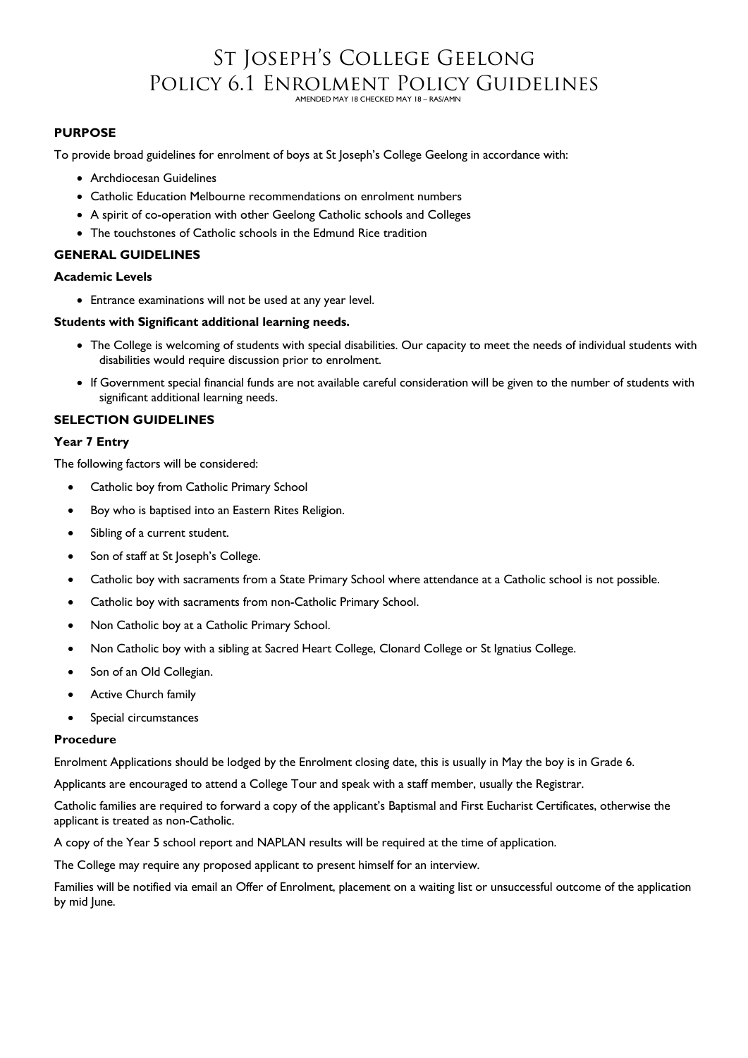# St Joseph's College Geelong
# Policy 6.1 Enrolment Policy Guidelines

AMENDED MAY 18 CHECKED MAY 18 – RAS/AMN

### PURPOSE

To provide broad guidelines for enrolment of boys at St Joseph's College Geelong in accordance with:

- Archdiocesan Guidelines
- Catholic Education Melbourne recommendations on enrolment numbers
- A spirit of co-operation with other Geelong Catholic schools and Colleges
- The touchstones of Catholic schools in the Edmund Rice tradition

### GENERAL GUIDELINES

#### Academic Levels

- Entrance examinations will not be used at any year level.

#### Students with Significant additional learning needs.

- The College is welcoming of students with special disabilities. Our capacity to meet the needs of individual students with disabilities would require discussion prior to enrolment.
- If Government special financial funds are not available careful consideration will be given to the number of students with significant additional learning needs.

### SELECTION GUIDELINES

#### Year 7 Entry

The following factors will be considered:

- Catholic boy from Catholic Primary School
- Boy who is baptised into an Eastern Rites Religion.
- Sibling of a current student.
- Son of staff at St Joseph's College.
- Catholic boy with sacraments from a State Primary School where attendance at a Catholic school is not possible.
- Catholic boy with sacraments from non-Catholic Primary School.
- Non Catholic boy at a Catholic Primary School.
- Non Catholic boy with a sibling at Sacred Heart College, Clonard College or St Ignatius College.
- Son of an Old Collegian.
- Active Church family
- Special circumstances

#### Procedure

Enrolment Applications should be lodged by the Enrolment closing date, this is usually in May the boy is in Grade 6.

Applicants are encouraged to attend a College Tour and speak with a staff member, usually the Registrar.

Catholic families are required to forward a copy of the applicant's Baptismal and First Eucharist Certificates, otherwise the applicant is treated as non-Catholic.

A copy of the Year 5 school report and NAPLAN results will be required at the time of application.

The College may require any proposed applicant to present himself for an interview.

Families will be notified via email an Offer of Enrolment, placement on a waiting list or unsuccessful outcome of the application by mid June.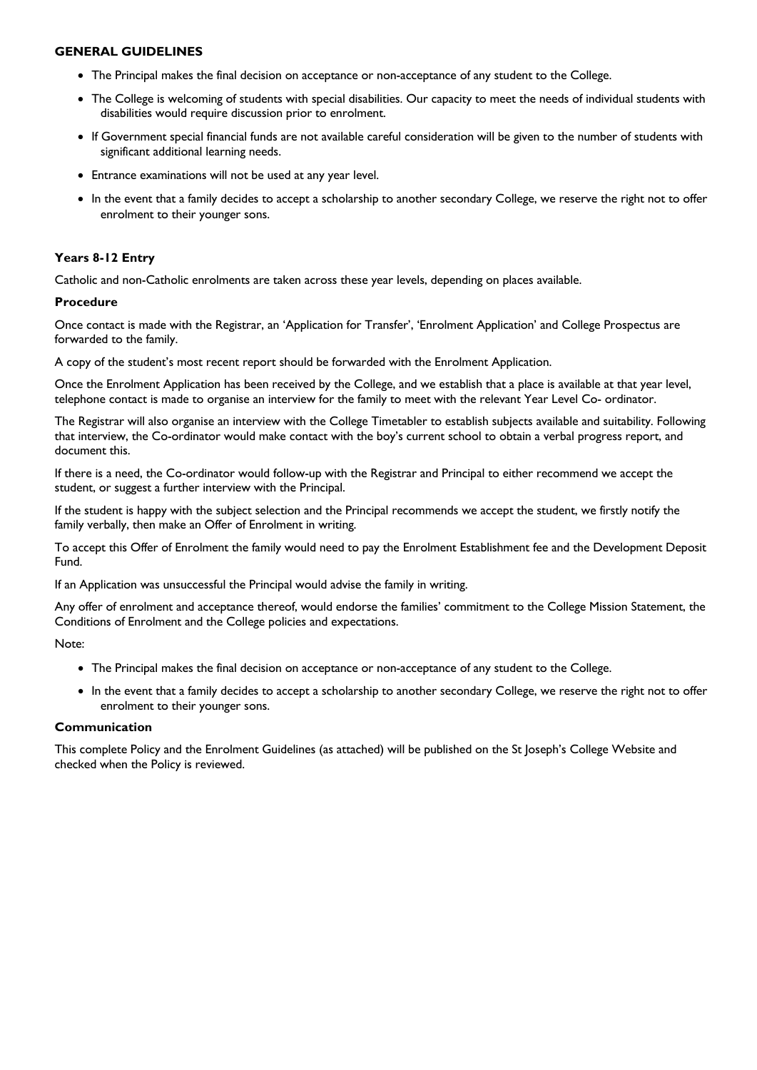**GENERAL GUIDELINES**

- The Principal makes the final decision on acceptance or non-acceptance of any student to the College.
- The College is welcoming of students with special disabilities. Our capacity to meet the needs of individual students with disabilities would require discussion prior to enrolment.
- If Government special financial funds are not available careful consideration will be given to the number of students with significant additional learning needs.
- Entrance examinations will not be used at any year level.
- In the event that a family decides to accept a scholarship to another secondary College, we reserve the right not to offer enrolment to their younger sons.

### Years 8-12 Entry

Catholic and non-Catholic enrolments are taken across these year levels, depending on places available.

### Procedure

Once contact is made with the Registrar, an 'Application for Transfer', 'Enrolment Application' and College Prospectus are forwarded to the family.

A copy of the student's most recent report should be forwarded with the Enrolment Application.

Once the Enrolment Application has been received by the College, and we establish that a place is available at that year level, telephone contact is made to organise an interview for the family to meet with the relevant Year Level Co- ordinator.

The Registrar will also organise an interview with the College Timetabler to establish subjects available and suitability. Following that interview, the Co-ordinator would make contact with the boy's current school to obtain a verbal progress report, and document this.

If there is a need, the Co-ordinator would follow-up with the Registrar and Principal to either recommend we accept the student, or suggest a further interview with the Principal.

If the student is happy with the subject selection and the Principal recommends we accept the student, we firstly notify the family verbally, then make an Offer of Enrolment in writing.

To accept this Offer of Enrolment the family would need to pay the Enrolment Establishment fee and the Development Deposit Fund.

If an Application was unsuccessful the Principal would advise the family in writing.

Any offer of enrolment and acceptance thereof, would endorse the families' commitment to the College Mission Statement, the Conditions of Enrolment and the College policies and expectations.

Note:

- The Principal makes the final decision on acceptance or non-acceptance of any student to the College.
- In the event that a family decides to accept a scholarship to another secondary College, we reserve the right not to offer enrolment to their younger sons.

### Communication

This complete Policy and the Enrolment Guidelines (as attached) will be published on the St Joseph's College Website and checked when the Policy is reviewed.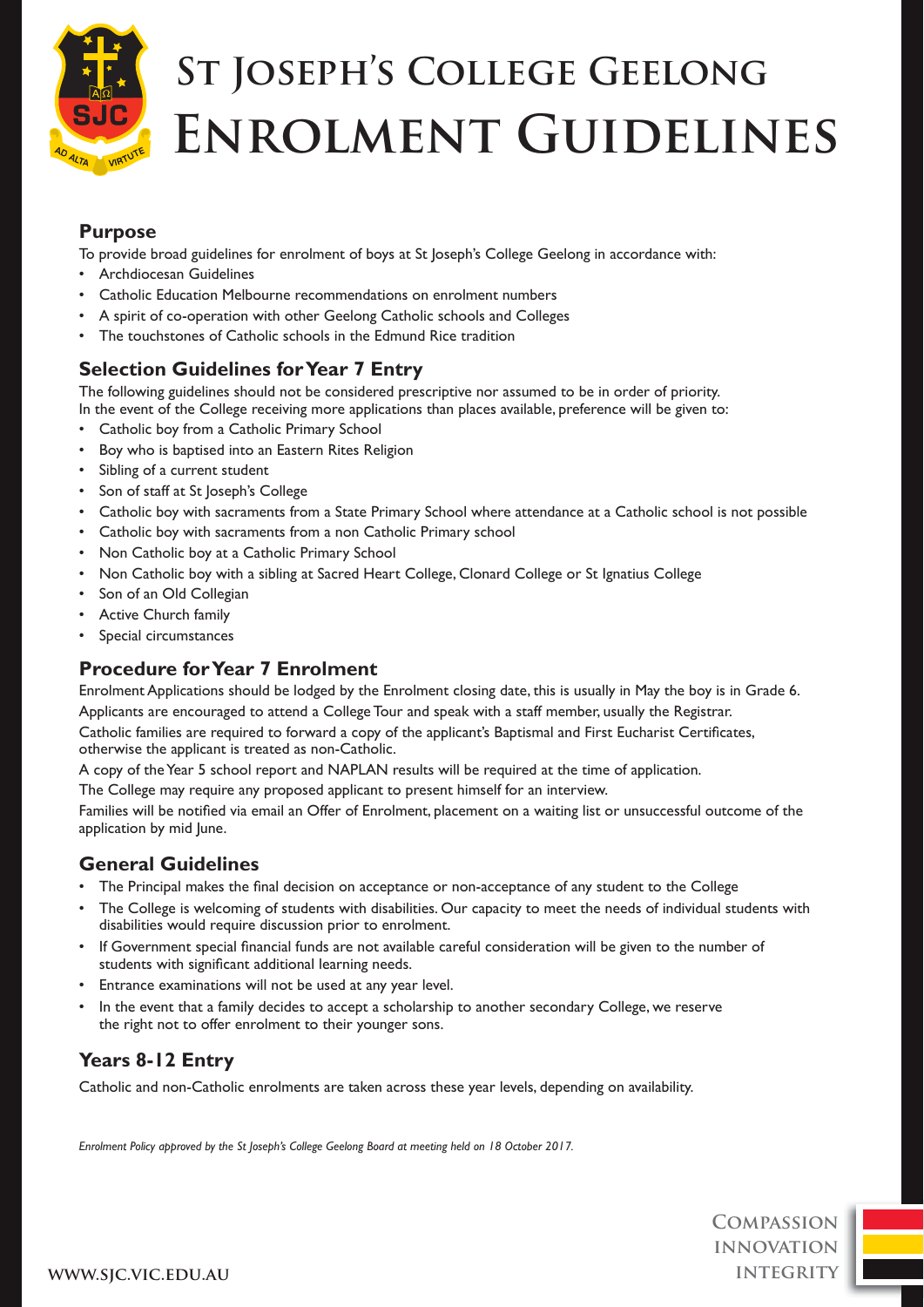# St Joseph's College Geelong
# Enrolment Guidelines

## Purpose

To provide broad guidelines for enrolment of boys at St Joseph's College Geelong in accordance with:

- Archdiocesan Guidelines
- Catholic Education Melbourne recommendations on enrolment numbers
- A spirit of co-operation with other Geelong Catholic schools and Colleges
- The touchstones of Catholic schools in the Edmund Rice tradition

## Selection Guidelines for Year 7 Entry

The following guidelines should not be considered prescriptive nor assumed to be in order of priority.
In the event of the College receiving more applications than places available, preference will be given to:

- Catholic boy from a Catholic Primary School
- Boy who is baptised into an Eastern Rites Religion
- Sibling of a current student
- Son of staff at St Joseph's College
- Catholic boy with sacraments from a State Primary School where attendance at a Catholic school is not possible
- Catholic boy with sacraments from a non Catholic Primary school
- Non Catholic boy at a Catholic Primary School
- Non Catholic boy with a sibling at Sacred Heart College, Clonard College or St Ignatius College
- Son of an Old Collegian
- Active Church family
- Special circumstances

## Procedure for Year 7 Enrolment

Enrolment Applications should be lodged by the Enrolment closing date, this is usually in May the boy is in Grade 6.

Applicants are encouraged to attend a College Tour and speak with a staff member, usually the Registrar.

Catholic families are required to forward a copy of the applicant's Baptismal and First Eucharist Certificates, otherwise the applicant is treated as non-Catholic.

A copy of the Year 5 school report and NAPLAN results will be required at the time of application.

The College may require any proposed applicant to present himself for an interview.

Families will be notified via email an Offer of Enrolment, placement on a waiting list or unsuccessful outcome of the application by mid June.

## General Guidelines

- The Principal makes the final decision on acceptance or non-acceptance of any student to the College
- The College is welcoming of students with disabilities. Our capacity to meet the needs of individual students with disabilities would require discussion prior to enrolment.
- If Government special financial funds are not available careful consideration will be given to the number of students with significant additional learning needs.
- Entrance examinations will not be used at any year level.
- In the event that a family decides to accept a scholarship to another secondary College, we reserve the right not to offer enrolment to their younger sons.

## Years 8-12 Entry

Catholic and non-Catholic enrolments are taken across these year levels, depending on availability.

*Enrolment Policy approved by the St Joseph's College Geelong Board at meeting held on 18 October 2017.*

www.sjc.vic.edu.au

Compassion
Innovation
Integrity